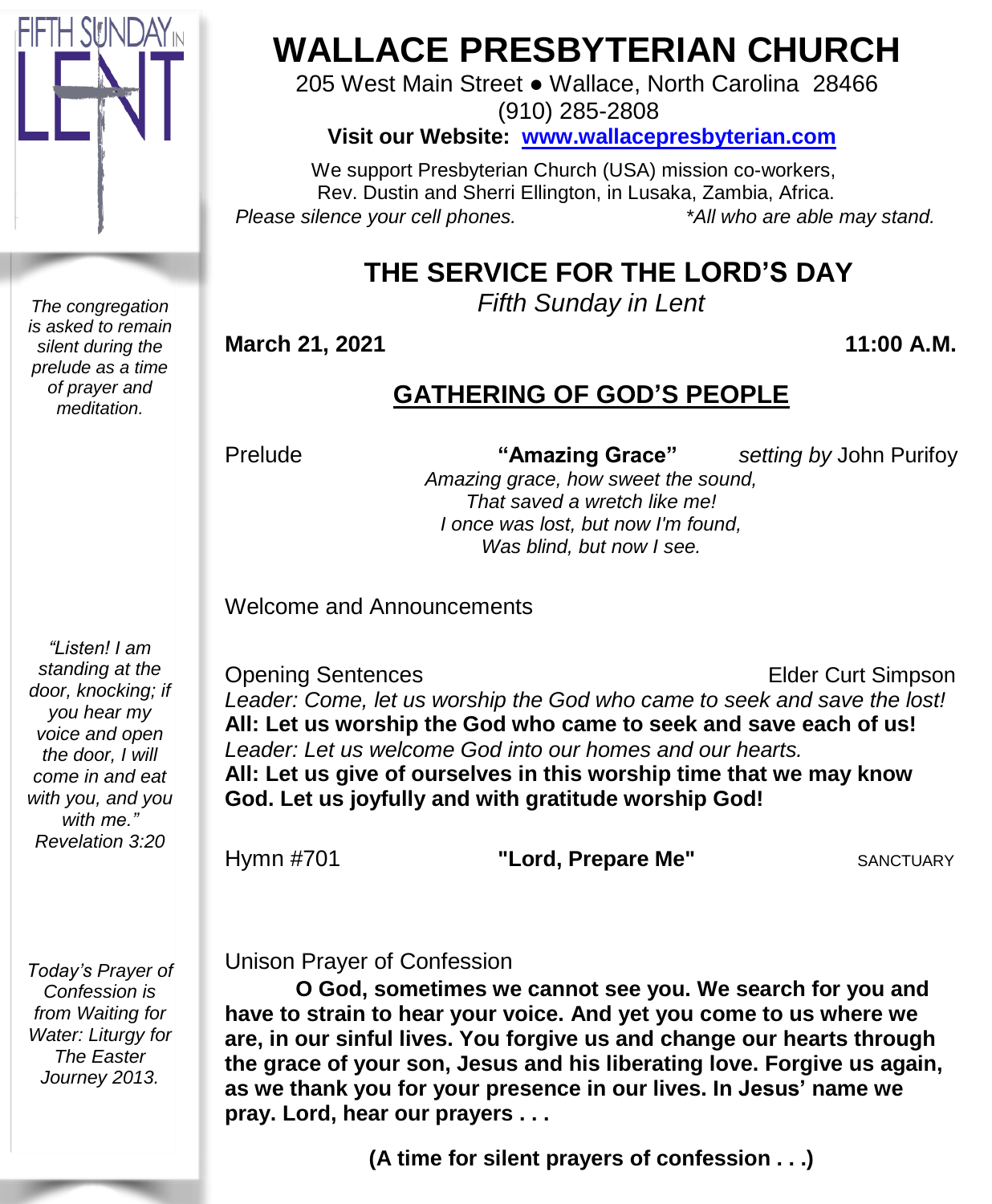# WALLACE PRESBYTERIAN CHURCH

205 West Main Street • Wallace, North Carolina 28466
(910) 285-2808

**Visit our Website: [www.wallacepresbyterian.com](http://www.wallacepresbyterian.com)**

We support Presbyterian Church (USA) mission co-workers,
Rev. Dustin and Sherri Ellington, in Lusaka, Zambia, Africa.

*Please silence your cell phones.* *\*All who are able may stand.*

## THE SERVICE FOR THE LORD'S DAY

*Fifth Sunday in Lent*

**March 21, 2021** **11:00 A.M.**

### GATHERING OF GOD'S PEOPLE

*The congregation is asked to remain silent during the prelude as a time of prayer and meditation.*

Prelude **"Amazing Grace"** *setting by* John Purifoy

*Amazing grace, how sweet the sound,*
*That saved a wretch like me!*
*I once was lost, but now I'm found,*
*Was blind, but now I see.*

Welcome and Announcements

*"Listen! I am standing at the door, knocking; if you hear my voice and open the door, I will come in and eat with you, and you with me." Revelation 3:20*

Opening Sentences Elder Curt Simpson

*Leader: Come, let us worship the God who came to seek and save the lost!*
**All: Let us worship the God who came to seek and save each of us!**
*Leader: Let us welcome God into our homes and our hearts.*
**All: Let us give of ourselves in this worship time that we may know God. Let us joyfully and with gratitude worship God!**

Hymn #701 **"Lord, Prepare Me"** SANCTUARY

*Today's Prayer of Confession is from Waiting for Water: Liturgy for The Easter Journey 2013.*

Unison Prayer of Confession

**O God, sometimes we cannot see you. We search for you and have to strain to hear your voice. And yet you come to us where we are, in our sinful lives. You forgive us and change our hearts through the grace of your son, Jesus and his liberating love. Forgive us again, as we thank you for your presence in our lives. In Jesus' name we pray. Lord, hear our prayers . . .**

**(A time for silent prayers of confession . . .)**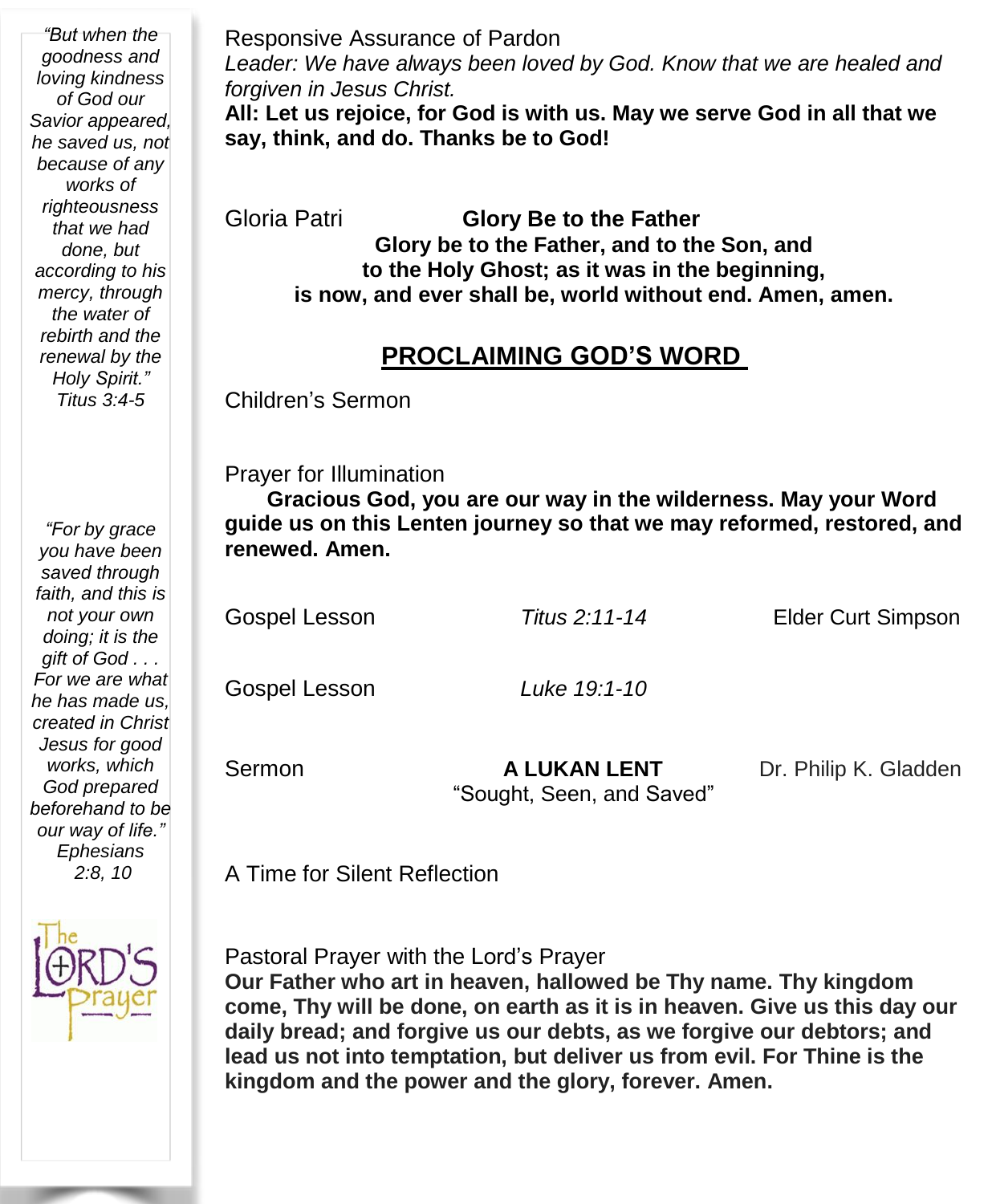*"But when the goodness and loving kindness of God our Savior appeared, he saved us, not because of any works of righteousness that we had done, but according to his mercy, through the water of rebirth and the renewal by the Holy Spirit." Titus 3:4-5*

*"For by grace you have been saved through faith, and this is not your own doing; it is the gift of God . . . For we are what he has made us, created in Christ Jesus for good works, which God prepared beforehand to be our way of life." Ephesians 2:8, 10*

Responsive Assurance of Pardon

*Leader: We have always been loved by God. Know that we are healed and forgiven in Jesus Christ.*

**All: Let us rejoice, for God is with us. May we serve God in all that we say, think, and do. Thanks be to God!**

Gloria Patri **Glory Be to the Father**

**Glory be to the Father, and to the Son, and to the Holy Ghost; as it was in the beginning, is now, and ever shall be, world without end. Amen, amen.**

## PROCLAIMING GOD'S WORD

Children's Sermon

Prayer for Illumination

**Gracious God, you are our way in the wilderness. May your Word guide us on this Lenten journey so that we may reformed, restored, and renewed. Amen.**

Gospel Lesson *Titus 2:11-14* Elder Curt Simpson

Gospel Lesson *Luke 19:1-10*

Sermon **A LUKAN LENT** "Sought, Seen, and Saved" Dr. Philip K. Gladden

A Time for Silent Reflection

Pastoral Prayer with the Lord's Prayer

**Our Father who art in heaven, hallowed be Thy name. Thy kingdom come, Thy will be done, on earth as it is in heaven. Give us this day our daily bread; and forgive us our debts, as we forgive our debtors; and lead us not into temptation, but deliver us from evil. For Thine is the kingdom and the power and the glory, forever. Amen.**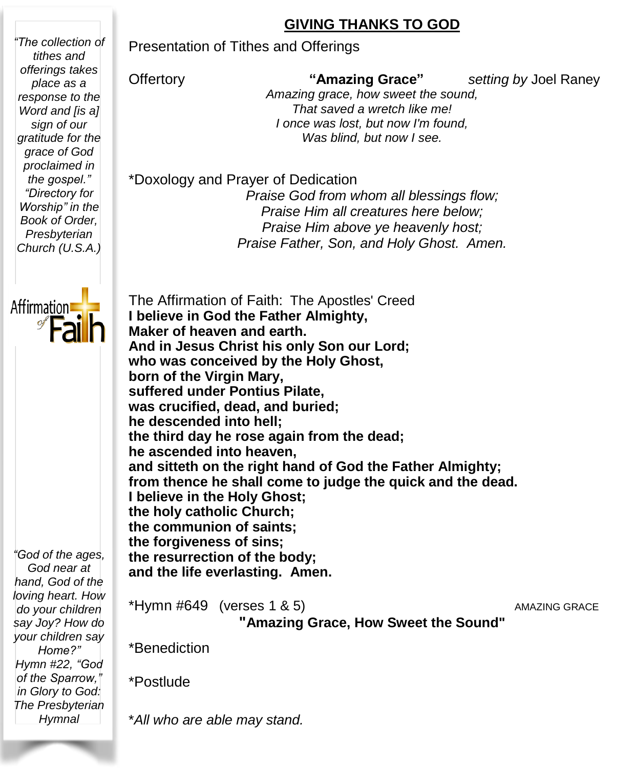## GIVING THANKS TO GOD

Presentation of Tithes and Offerings

Offertory **"Amazing Grace"** *setting by* Joel Raney

*Amazing grace, how sweet the sound,*
*That saved a wretch like me!*
*I once was lost, but now I'm found,*
*Was blind, but now I see.*

*Doxology and Prayer of Dedication

*Praise God from whom all blessings flow;*
*Praise Him all creatures here below;*
*Praise Him above ye heavenly host;*
*Praise Father, Son, and Holy Ghost. Amen.*

The Affirmation of Faith: The Apostles' Creed

**I believe in God the Father Almighty,**
**Maker of heaven and earth.**
**And in Jesus Christ his only Son our Lord;**
**who was conceived by the Holy Ghost,**
**born of the Virgin Mary,**
**suffered under Pontius Pilate,**
**was crucified, dead, and buried;**
**he descended into hell;**
**the third day he rose again from the dead;**
**he ascended into heaven,**
**and sitteth on the right hand of God the Father Almighty;**
**from thence he shall come to judge the quick and the dead.**
**I believe in the Holy Ghost;**
**the holy catholic Church;**
**the communion of saints;**
**the forgiveness of sins;**
**the resurrection of the body;**
**and the life everlasting. Amen.**

*Hymn #649 (verses 1 & 5) AMAZING GRACE

**"Amazing Grace, How Sweet the Sound"**

*Benediction

*Postlude

**All who are able may stand.*

*"The collection of tithes and offerings takes place as a response to the Word and [is a] sign of our gratitude for the grace of God proclaimed in the gospel." "Directory for Worship" in the Book of Order, Presbyterian Church (U.S.A.)*

Affirmation of Faith

*"God of the ages, God near at hand, God of the loving heart. How do your children say Joy? How do your children say Home?" Hymn #22, "God of the Sparrow," in Glory to God: The Presbyterian Hymnal*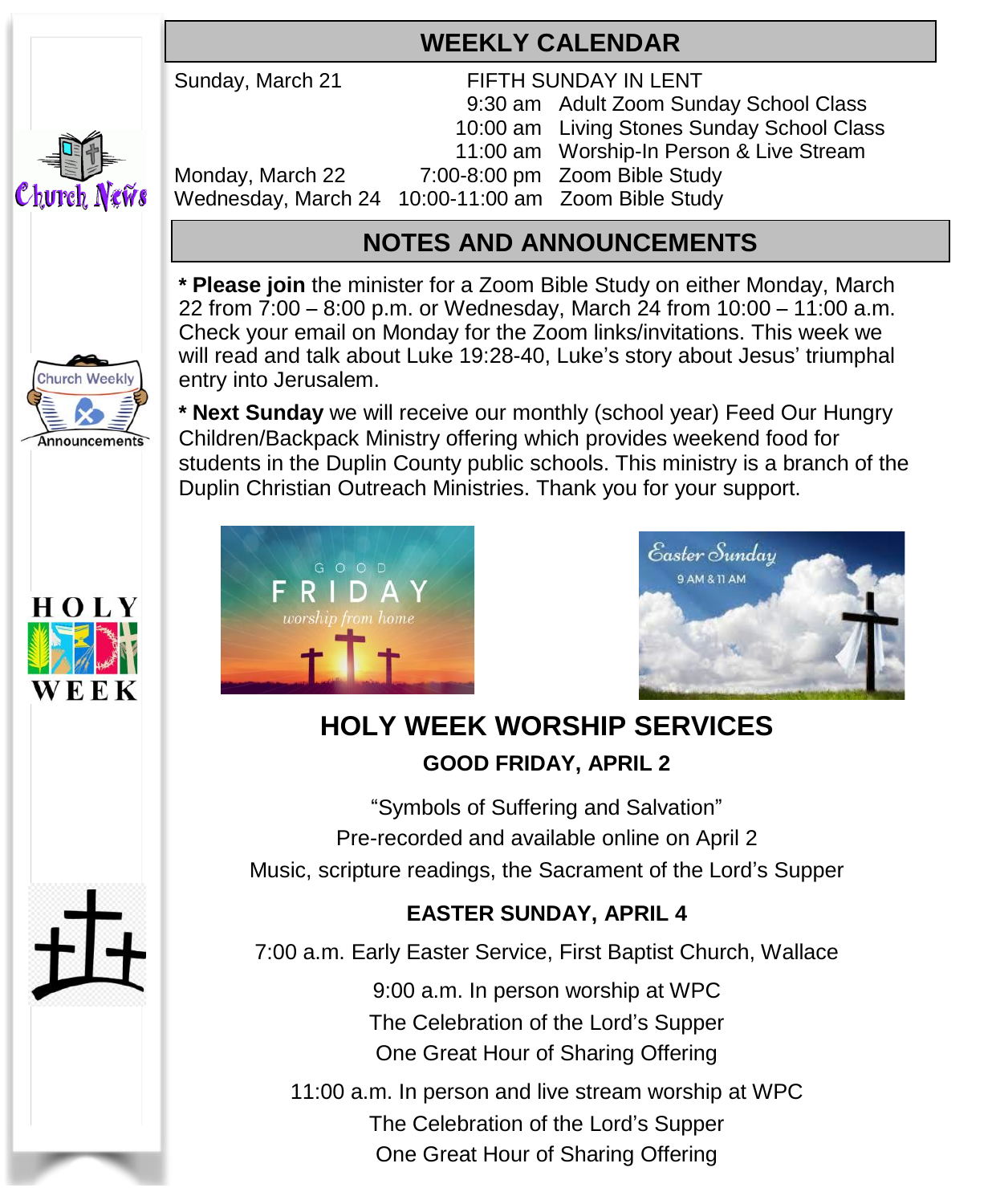## WEEKLY CALENDAR

| | | |
|---|---|---|
| Sunday, March 21 | | FIFTH SUNDAY IN LENT |
| | 9:30 am | Adult Zoom Sunday School Class |
| | 10:00 am | Living Stones Sunday School Class |
| | 11:00 am | Worship-In Person & Live Stream |
| Monday, March 22 | 7:00-8:00 pm | Zoom Bible Study |
| Wednesday, March 24 | 10:00-11:00 am | Zoom Bible Study |

## NOTES AND ANNOUNCEMENTS

* **Please join** the minister for a Zoom Bible Study on either Monday, March 22 from 7:00 – 8:00 p.m. or Wednesday, March 24 from 10:00 – 11:00 a.m. Check your email on Monday for the Zoom links/invitations. This week we will read and talk about Luke 19:28-40, Luke's story about Jesus' triumphal entry into Jerusalem.

* **Next Sunday** we will receive our monthly (school year) Feed Our Hungry Children/Backpack Ministry offering which provides weekend food for students in the Duplin County public schools. This ministry is a branch of the Duplin Christian Outreach Ministries. Thank you for your support.

## HOLY WEEK WORSHIP SERVICES

### GOOD FRIDAY, APRIL 2

"Symbols of Suffering and Salvation"

Pre-recorded and available online on April 2

Music, scripture readings, the Sacrament of the Lord's Supper

### EASTER SUNDAY, APRIL 4

7:00 a.m. Early Easter Service, First Baptist Church, Wallace

9:00 a.m. In person worship at WPC

The Celebration of the Lord's Supper

One Great Hour of Sharing Offering

11:00 a.m. In person and live stream worship at WPC

The Celebration of the Lord's Supper

One Great Hour of Sharing Offering